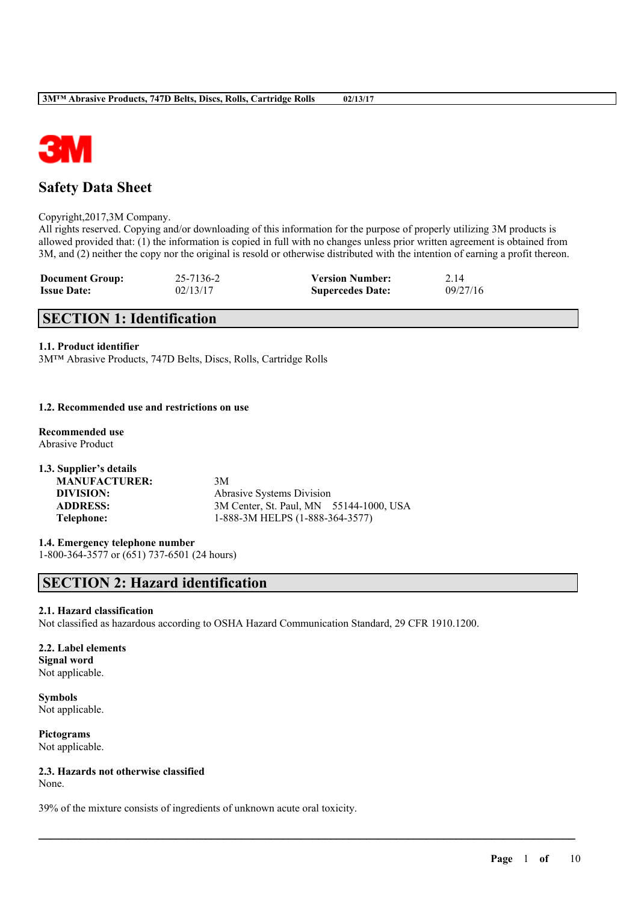# Safety Data Sheet

Copyright,2017,3M Company.
All rights reserved. Copying and/or downloading of this information for the purpose of properly utilizing 3M products is allowed provided that: (1) the information is copied in full with no changes unless prior written agreement is obtained from 3M, and (2) neither the copy nor the original is resold or otherwise distributed with the intention of earning a profit thereon.

| | | | |
|---|---|---|---|
| **Document Group:** | 25-7136-2 | **Version Number:** | 2.14 |
| **Issue Date:** | 02/13/17 | **Supercedes Date:** | 09/27/16 |

## SECTION 1: Identification

**1.1. Product identifier**
3M™ Abrasive Products, 747D Belts, Discs, Rolls, Cartridge Rolls

**1.2. Recommended use and restrictions on use**

**Recommended use**
Abrasive Product

**1.3. Supplier's details**

| | |
|---|---|
| **MANUFACTURER:** | 3M |
| **DIVISION:** | Abrasive Systems Division |
| **ADDRESS:** | 3M Center, St. Paul, MN 55144-1000, USA |
| **Telephone:** | 1-888-3M HELPS (1-888-364-3577) |

**1.4. Emergency telephone number**
1-800-364-3577 or (651) 737-6501 (24 hours)

## SECTION 2: Hazard identification

**2.1. Hazard classification**
Not classified as hazardous according to OSHA Hazard Communication Standard, 29 CFR 1910.1200.

**2.2. Label elements**
**Signal word**
Not applicable.

**Symbols**
Not applicable.

**Pictograms**
Not applicable.

**2.3. Hazards not otherwise classified**
None.

39% of the mixture consists of ingredients of unknown acute oral toxicity.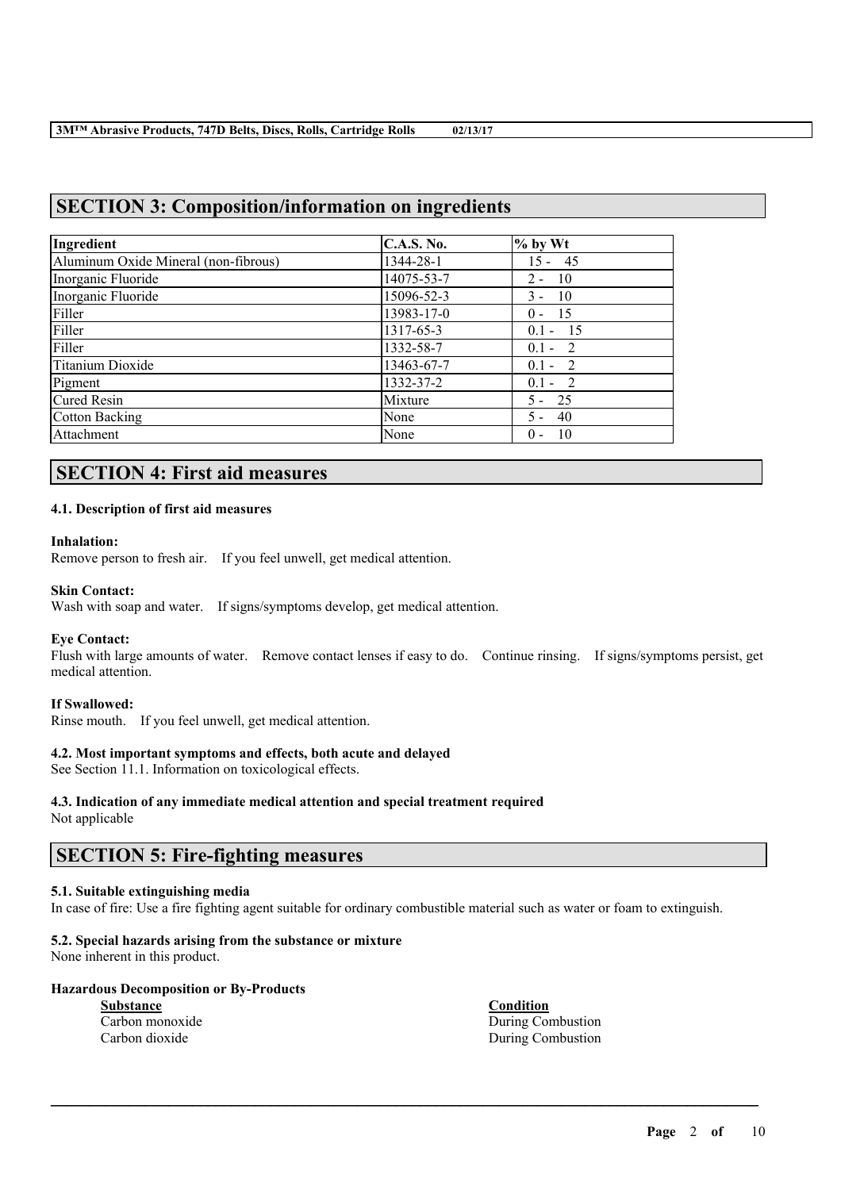## SECTION 3: Composition/information on ingredients

| Ingredient | C.A.S. No. | % by Wt |
|---|---|---|
| Aluminum Oxide Mineral (non-fibrous) | 1344-28-1 | 15 - 45 |
| Inorganic Fluoride | 14075-53-7 | 2 - 10 |
| Inorganic Fluoride | 15096-52-3 | 3 - 10 |
| Filler | 13983-17-0 | 0 - 15 |
| Filler | 1317-65-3 | 0.1 - 15 |
| Filler | 1332-58-7 | 0.1 - 2 |
| Titanium Dioxide | 13463-67-7 | 0.1 - 2 |
| Pigment | 1332-37-2 | 0.1 - 2 |
| Cured Resin | Mixture | 5 - 25 |
| Cotton Backing | None | 5 - 40 |
| Attachment | None | 0 - 10 |

## SECTION 4: First aid measures

### 4.1. Description of first aid measures

**Inhalation:**
Remove person to fresh air. If you feel unwell, get medical attention.

**Skin Contact:**
Wash with soap and water. If signs/symptoms develop, get medical attention.

**Eye Contact:**
Flush with large amounts of water. Remove contact lenses if easy to do. Continue rinsing. If signs/symptoms persist, get medical attention.

**If Swallowed:**
Rinse mouth. If you feel unwell, get medical attention.

### 4.2. Most important symptoms and effects, both acute and delayed

See Section 11.1. Information on toxicological effects.

### 4.3. Indication of any immediate medical attention and special treatment required

Not applicable

## SECTION 5: Fire-fighting measures

### 5.1. Suitable extinguishing media

In case of fire: Use a fire fighting agent suitable for ordinary combustible material such as water or foam to extinguish.

### 5.2. Special hazards arising from the substance or mixture

None inherent in this product.

**Hazardous Decomposition or By-Products**

| Substance | Condition |
|---|---|
| Carbon monoxide | During Combustion |
| Carbon dioxide | During Combustion |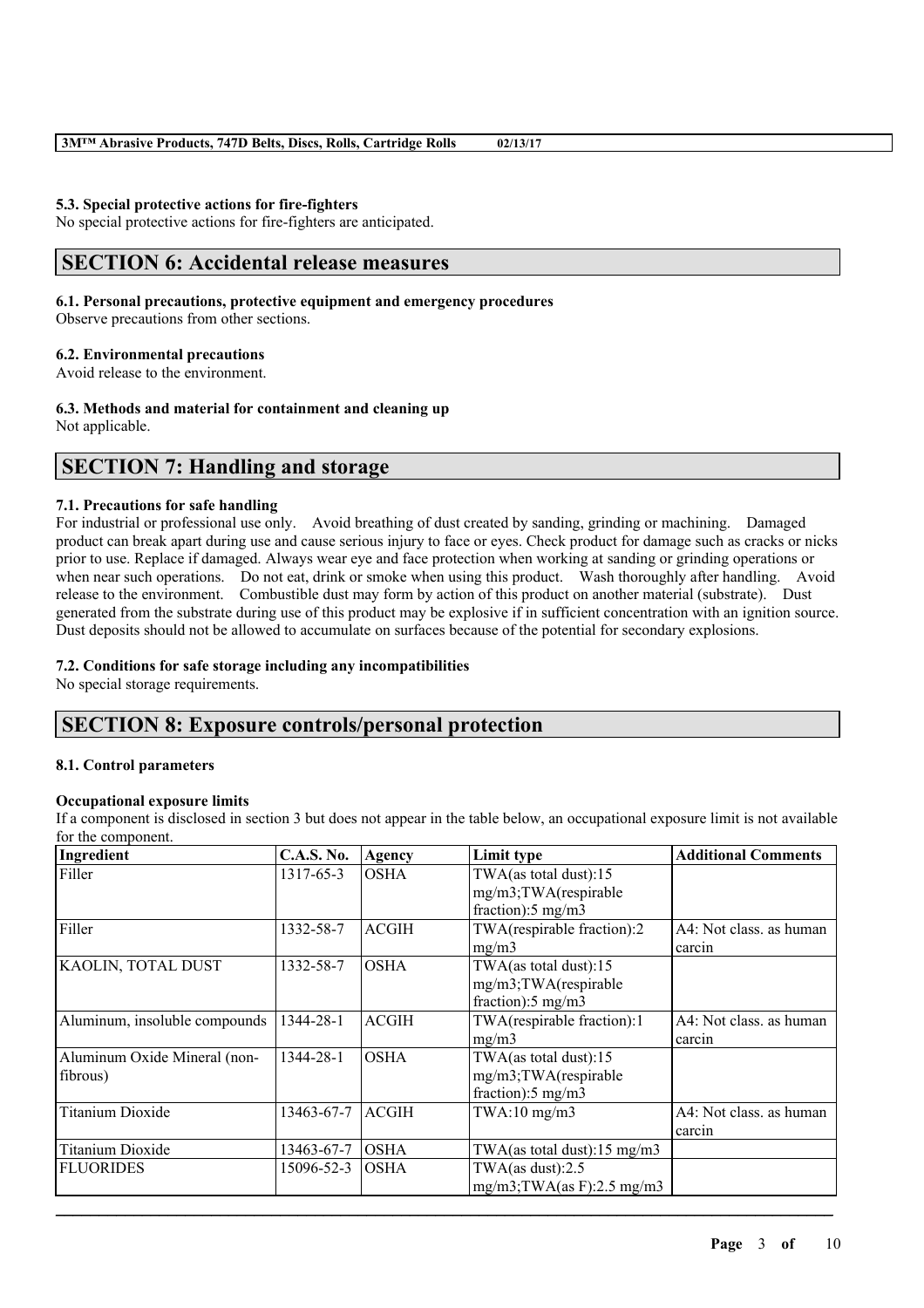### 5.3. Special protective actions for fire-fighters

No special protective actions for fire-fighters are anticipated.

## SECTION 6: Accidental release measures

### 6.1. Personal precautions, protective equipment and emergency procedures

Observe precautions from other sections.

### 6.2. Environmental precautions

Avoid release to the environment.

### 6.3. Methods and material for containment and cleaning up

Not applicable.

## SECTION 7: Handling and storage

### 7.1. Precautions for safe handling

For industrial or professional use only. Avoid breathing of dust created by sanding, grinding or machining. Damaged product can break apart during use and cause serious injury to face or eyes. Check product for damage such as cracks or nicks prior to use. Replace if damaged. Always wear eye and face protection when working at sanding or grinding operations or when near such operations. Do not eat, drink or smoke when using this product. Wash thoroughly after handling. Avoid release to the environment. Combustible dust may form by action of this product on another material (substrate). Dust generated from the substrate during use of this product may be explosive if in sufficient concentration with an ignition source. Dust deposits should not be allowed to accumulate on surfaces because of the potential for secondary explosions.

### 7.2. Conditions for safe storage including any incompatibilities

No special storage requirements.

## SECTION 8: Exposure controls/personal protection

### 8.1. Control parameters

**Occupational exposure limits**

If a component is disclosed in section 3 but does not appear in the table below, an occupational exposure limit is not available for the component.

| Ingredient | C.A.S. No. | Agency | Limit type | Additional Comments |
|---|---|---|---|---|
| Filler | 1317-65-3 | OSHA | TWA(as total dust):15 mg/m3;TWA(respirable fraction):5 mg/m3 | |
| Filler | 1332-58-7 | ACGIH | TWA(respirable fraction):2 mg/m3 | A4: Not class. as human carcin |
| KAOLIN, TOTAL DUST | 1332-58-7 | OSHA | TWA(as total dust):15 mg/m3;TWA(respirable fraction):5 mg/m3 | |
| Aluminum, insoluble compounds | 1344-28-1 | ACGIH | TWA(respirable fraction):1 mg/m3 | A4: Not class. as human carcin |
| Aluminum Oxide Mineral (non-fibrous) | 1344-28-1 | OSHA | TWA(as total dust):15 mg/m3;TWA(respirable fraction):5 mg/m3 | |
| Titanium Dioxide | 13463-67-7 | ACGIH | TWA:10 mg/m3 | A4: Not class. as human carcin |
| Titanium Dioxide | 13463-67-7 | OSHA | TWA(as total dust):15 mg/m3 | |
| FLUORIDES | 15096-52-3 | OSHA | TWA(as dust):2.5 mg/m3;TWA(as F):2.5 mg/m3 | |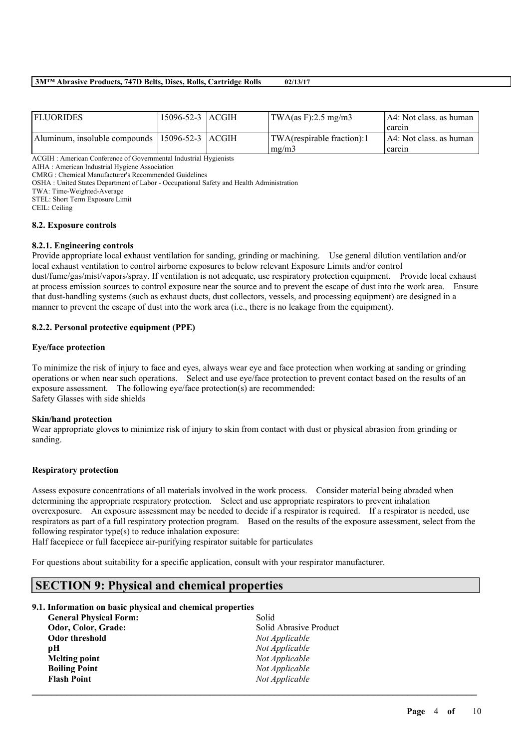| FLUORIDES | 15096-52-3 | ACGIH | TWA(as F):2.5 mg/m3 | A4: Not class. as human carcin |
|---|---|---|---|---|
| Aluminum, insoluble compounds | 15096-52-3 | ACGIH | TWA(respirable fraction):1 mg/m3 | A4: Not class. as human carcin |

ACGIH : American Conference of Governmental Industrial Hygienists
AIHA : American Industrial Hygiene Association
CMRG : Chemical Manufacturer's Recommended Guidelines
OSHA : United States Department of Labor - Occupational Safety and Health Administration
TWA: Time-Weighted-Average
STEL: Short Term Exposure Limit
CEIL: Ceiling

### 8.2. Exposure controls

#### 8.2.1. Engineering controls

Provide appropriate local exhaust ventilation for sanding, grinding or machining. Use general dilution ventilation and/or local exhaust ventilation to control airborne exposures to below relevant Exposure Limits and/or control dust/fume/gas/mist/vapors/spray. If ventilation is not adequate, use respiratory protection equipment. Provide local exhaust at process emission sources to control exposure near the source and to prevent the escape of dust into the work area. Ensure that dust-handling systems (such as exhaust ducts, dust collectors, vessels, and processing equipment) are designed in a manner to prevent the escape of dust into the work area (i.e., there is no leakage from the equipment).

#### 8.2.2. Personal protective equipment (PPE)

**Eye/face protection**

To minimize the risk of injury to face and eyes, always wear eye and face protection when working at sanding or grinding operations or when near such operations. Select and use eye/face protection to prevent contact based on the results of an exposure assessment. The following eye/face protection(s) are recommended:
Safety Glasses with side shields

**Skin/hand protection**

Wear appropriate gloves to minimize risk of injury to skin from contact with dust or physical abrasion from grinding or sanding.

**Respiratory protection**

Assess exposure concentrations of all materials involved in the work process. Consider material being abraded when determining the appropriate respiratory protection. Select and use appropriate respirators to prevent inhalation overexposure. An exposure assessment may be needed to decide if a respirator is required. If a respirator is needed, use respirators as part of a full respiratory protection program. Based on the results of the exposure assessment, select from the following respirator type(s) to reduce inhalation exposure:
Half facepiece or full facepiece air-purifying respirator suitable for particulates

For questions about suitability for a specific application, consult with your respirator manufacturer.

## SECTION 9: Physical and chemical properties

### 9.1. Information on basic physical and chemical properties

| | |
|---|---|
| **General Physical Form:** | Solid |
| **Odor, Color, Grade:** | Solid Abrasive Product |
| **Odor threshold** | *Not Applicable* |
| **pH** | *Not Applicable* |
| **Melting point** | *Not Applicable* |
| **Boiling Point** | *Not Applicable* |
| **Flash Point** | *Not Applicable* |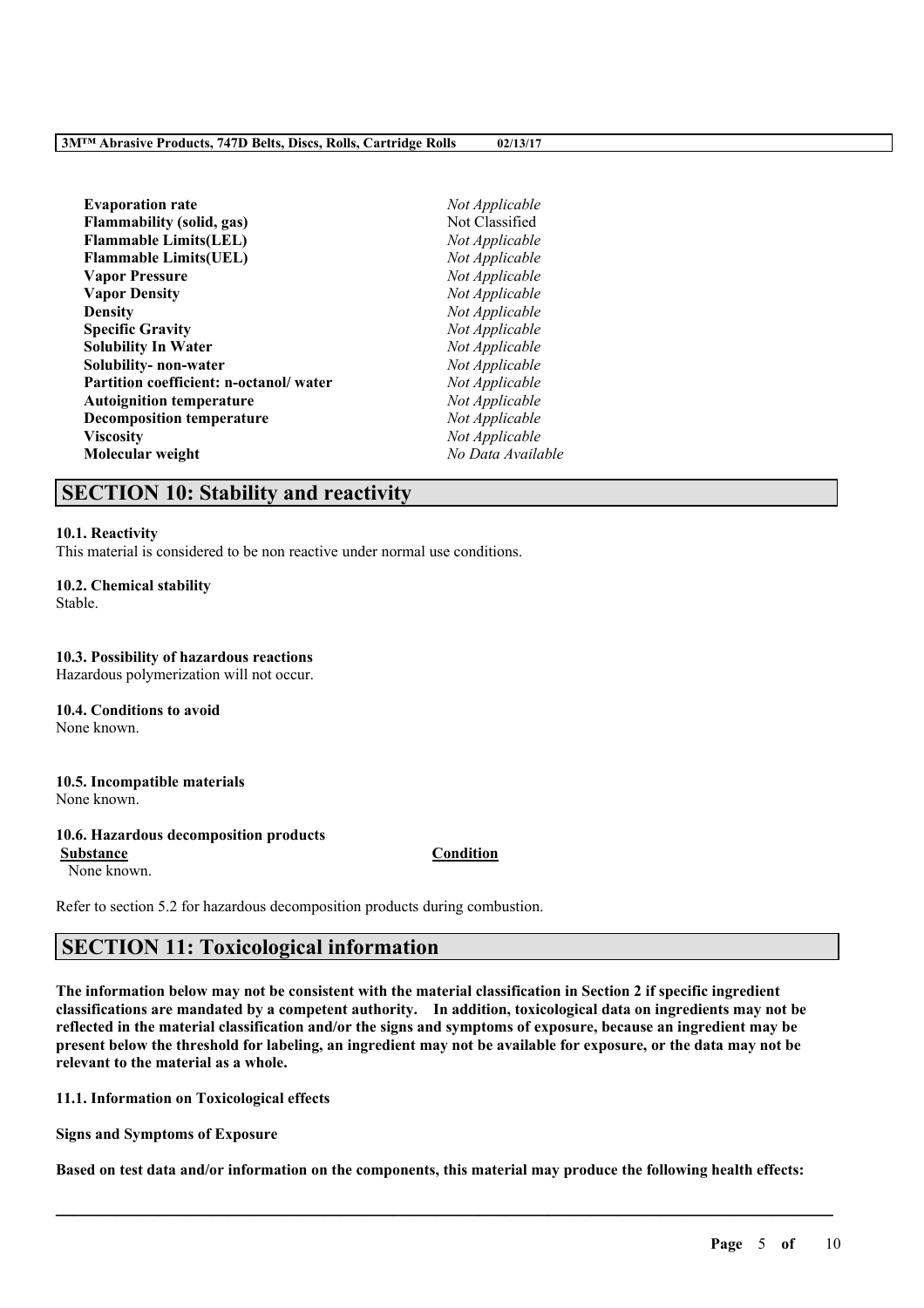| | |
|---|---|
| **Evaporation rate** | *Not Applicable* |
| **Flammability (solid, gas)** | Not Classified |
| **Flammable Limits(LEL)** | *Not Applicable* |
| **Flammable Limits(UEL)** | *Not Applicable* |
| **Vapor Pressure** | *Not Applicable* |
| **Vapor Density** | *Not Applicable* |
| **Density** | *Not Applicable* |
| **Specific Gravity** | *Not Applicable* |
| **Solubility In Water** | *Not Applicable* |
| **Solubility- non-water** | *Not Applicable* |
| **Partition coefficient: n-octanol/ water** | *Not Applicable* |
| **Autoignition temperature** | *Not Applicable* |
| **Decomposition temperature** | *Not Applicable* |
| **Viscosity** | *Not Applicable* |
| **Molecular weight** | *No Data Available* |

## SECTION 10: Stability and reactivity

**10.1. Reactivity**
This material is considered to be non reactive under normal use conditions.

**10.2. Chemical stability**
Stable.

**10.3. Possibility of hazardous reactions**
Hazardous polymerization will not occur.

**10.4. Conditions to avoid**
None known.

**10.5. Incompatible materials**
None known.

**10.6. Hazardous decomposition products**

| Substance | Condition |
|---|---|
| None known. | |

Refer to section 5.2 for hazardous decomposition products during combustion.

## SECTION 11: Toxicological information

**The information below may not be consistent with the material classification in Section 2 if specific ingredient classifications are mandated by a competent authority. In addition, toxicological data on ingredients may not be reflected in the material classification and/or the signs and symptoms of exposure, because an ingredient may be present below the threshold for labeling, an ingredient may not be available for exposure, or the data may not be relevant to the material as a whole.**

**11.1. Information on Toxicological effects**

**Signs and Symptoms of Exposure**

**Based on test data and/or information on the components, this material may produce the following health effects:**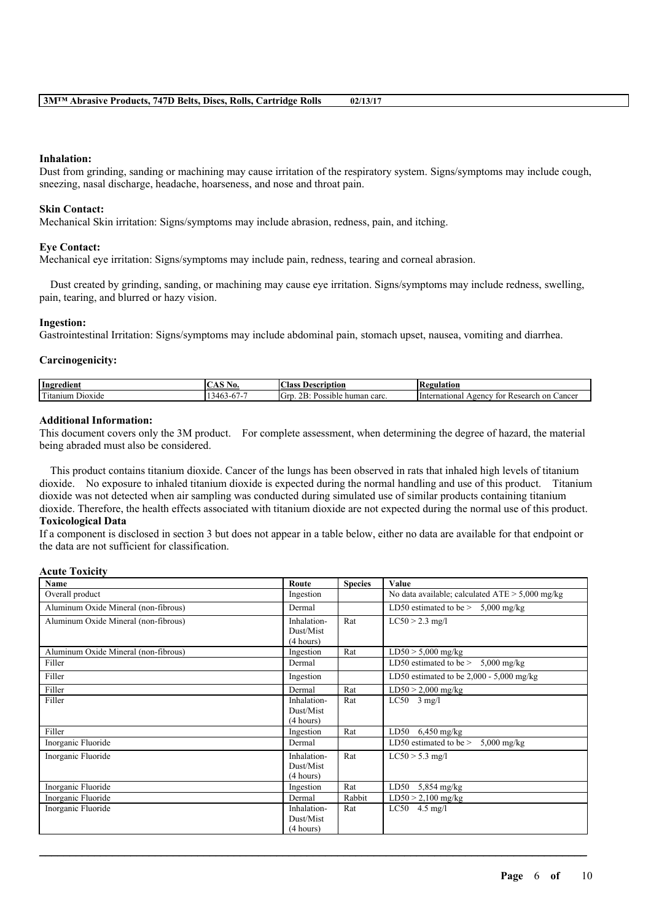**Inhalation:**
Dust from grinding, sanding or machining may cause irritation of the respiratory system. Signs/symptoms may include cough, sneezing, nasal discharge, headache, hoarseness, and nose and throat pain.

**Skin Contact:**
Mechanical Skin irritation: Signs/symptoms may include abrasion, redness, pain, and itching.

**Eye Contact:**
Mechanical eye irritation: Signs/symptoms may include pain, redness, tearing and corneal abrasion.

Dust created by grinding, sanding, or machining may cause eye irritation. Signs/symptoms may include redness, swelling, pain, tearing, and blurred or hazy vision.

**Ingestion:**
Gastrointestinal Irritation: Signs/symptoms may include abdominal pain, stomach upset, nausea, vomiting and diarrhea.

**Carcinogenicity:**

| Ingredient | CAS No. | Class Description | Regulation |
|---|---|---|---|
| Titanium Dioxide | 13463-67-7 | Grp. 2B: Possible human carc. | International Agency for Research on Cancer |

**Additional Information:**
This document covers only the 3M product. For complete assessment, when determining the degree of hazard, the material being abraded must also be considered.

This product contains titanium dioxide. Cancer of the lungs has been observed in rats that inhaled high levels of titanium dioxide. No exposure to inhaled titanium dioxide is expected during the normal handling and use of this product. Titanium dioxide was not detected when air sampling was conducted during simulated use of similar products containing titanium dioxide. Therefore, the health effects associated with titanium dioxide are not expected during the normal use of this product.

**Toxicological Data**
If a component is disclosed in section 3 but does not appear in a table below, either no data are available for that endpoint or the data are not sufficient for classification.

**Acute Toxicity**

| Name | Route | Species | Value |
|---|---|---|---|
| Overall product | Ingestion | | No data available; calculated ATE > 5,000 mg/kg |
| Aluminum Oxide Mineral (non-fibrous) | Dermal | | LD50 estimated to be > 5,000 mg/kg |
| Aluminum Oxide Mineral (non-fibrous) | Inhalation-Dust/Mist (4 hours) | Rat | LC50 > 2.3 mg/l |
| Aluminum Oxide Mineral (non-fibrous) | Ingestion | Rat | LD50 > 5,000 mg/kg |
| Filler | Dermal | | LD50 estimated to be > 5,000 mg/kg |
| Filler | Ingestion | | LD50 estimated to be 2,000 - 5,000 mg/kg |
| Filler | Dermal | Rat | LD50 > 2,000 mg/kg |
| Filler | Inhalation-Dust/Mist (4 hours) | Rat | LC50 3 mg/l |
| Filler | Ingestion | Rat | LD50 6,450 mg/kg |
| Inorganic Fluoride | Dermal | | LD50 estimated to be > 5,000 mg/kg |
| Inorganic Fluoride | Inhalation-Dust/Mist (4 hours) | Rat | LC50 > 5.3 mg/l |
| Inorganic Fluoride | Ingestion | Rat | LD50 5,854 mg/kg |
| Inorganic Fluoride | Dermal | Rabbit | LD50 > 2,100 mg/kg |
| Inorganic Fluoride | Inhalation-Dust/Mist (4 hours) | Rat | LC50 4.5 mg/l |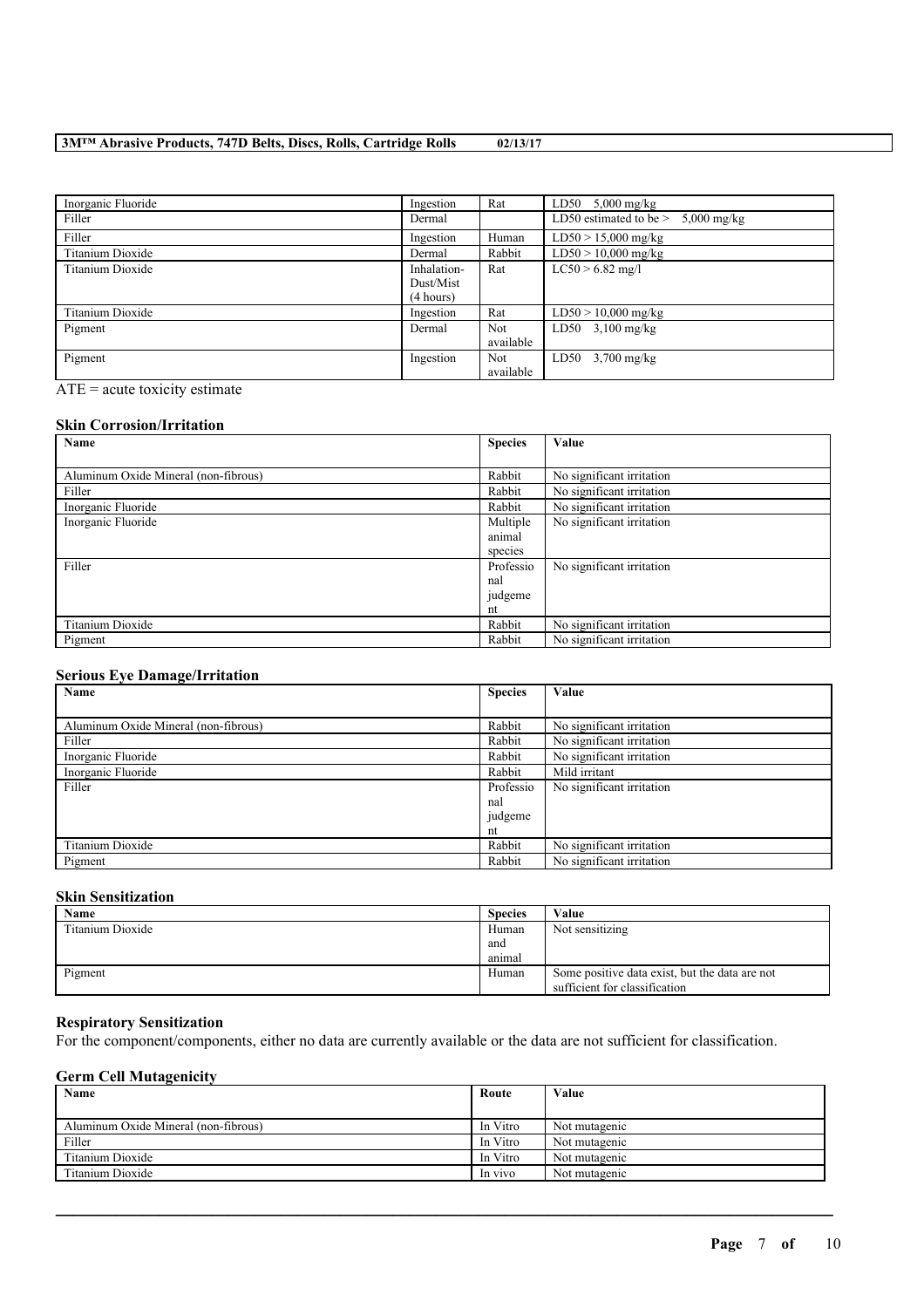| | | | |
|---|---|---|---|
| Inorganic Fluoride | Ingestion | Rat | LD50 5,000 mg/kg |
| Filler | Dermal | | LD50 estimated to be > 5,000 mg/kg |
| Filler | Ingestion | Human | LD50 > 15,000 mg/kg |
| Titanium Dioxide | Dermal | Rabbit | LD50 > 10,000 mg/kg |
| Titanium Dioxide | Inhalation-Dust/Mist (4 hours) | Rat | LC50 > 6.82 mg/l |
| Titanium Dioxide | Ingestion | Rat | LD50 > 10,000 mg/kg |
| Pigment | Dermal | Not available | LD50 3,100 mg/kg |
| Pigment | Ingestion | Not available | LD50 3,700 mg/kg |

ATE = acute toxicity estimate

**Skin Corrosion/Irritation**

| Name | Species | Value |
|---|---|---|
| Aluminum Oxide Mineral (non-fibrous) | Rabbit | No significant irritation |
| Filler | Rabbit | No significant irritation |
| Inorganic Fluoride | Rabbit | No significant irritation |
| Inorganic Fluoride | Multiple animal species | No significant irritation |
| Filler | Professional judgement | No significant irritation |
| Titanium Dioxide | Rabbit | No significant irritation |
| Pigment | Rabbit | No significant irritation |

**Serious Eye Damage/Irritation**

| Name | Species | Value |
|---|---|---|
| Aluminum Oxide Mineral (non-fibrous) | Rabbit | No significant irritation |
| Filler | Rabbit | No significant irritation |
| Inorganic Fluoride | Rabbit | No significant irritation |
| Inorganic Fluoride | Rabbit | Mild irritant |
| Filler | Professional judgement | No significant irritation |
| Titanium Dioxide | Rabbit | No significant irritation |
| Pigment | Rabbit | No significant irritation |

**Skin Sensitization**

| Name | Species | Value |
|---|---|---|
| Titanium Dioxide | Human and animal | Not sensitizing |
| Pigment | Human | Some positive data exist, but the data are not sufficient for classification |

**Respiratory Sensitization**

For the component/components, either no data are currently available or the data are not sufficient for classification.

**Germ Cell Mutagenicity**

| Name | Route | Value |
|---|---|---|
| Aluminum Oxide Mineral (non-fibrous) | In Vitro | Not mutagenic |
| Filler | In Vitro | Not mutagenic |
| Titanium Dioxide | In Vitro | Not mutagenic |
| Titanium Dioxide | In vivo | Not mutagenic |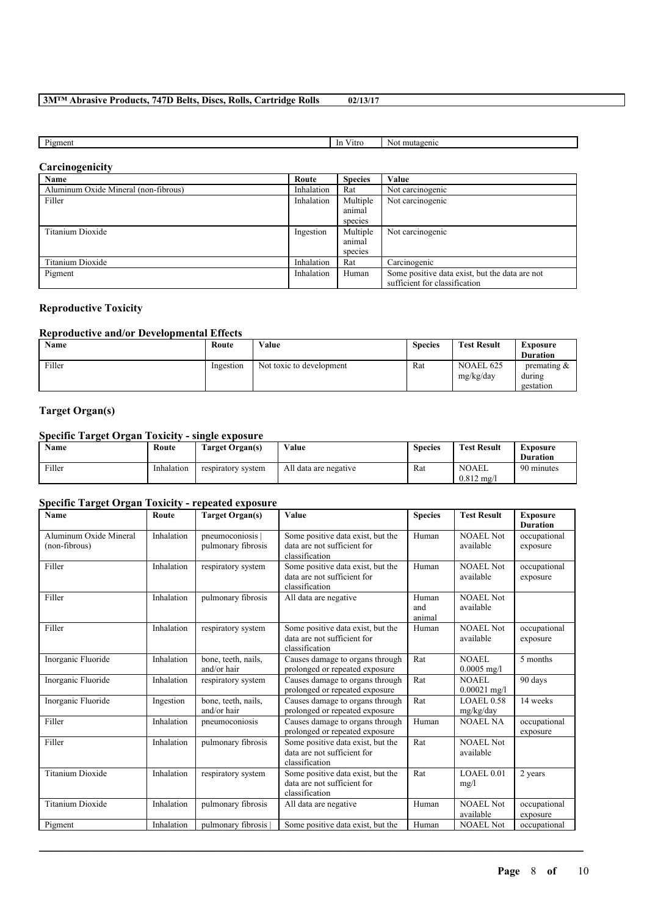| Pigment | In Vitro | Not mutagenic |
|---|---|---|

### Carcinogenicity

| Name | Route | Species | Value |
|---|---|---|---|
| Aluminum Oxide Mineral (non-fibrous) | Inhalation | Rat | Not carcinogenic |
| Filler | Inhalation | Multiple animal species | Not carcinogenic |
| Titanium Dioxide | Ingestion | Multiple animal species | Not carcinogenic |
| Titanium Dioxide | Inhalation | Rat | Carcinogenic |
| Pigment | Inhalation | Human | Some positive data exist, but the data are not sufficient for classification |

### Reproductive Toxicity

#### Reproductive and/or Developmental Effects

| Name | Route | Value | Species | Test Result | Exposure Duration |
|---|---|---|---|---|---|
| Filler | Ingestion | Not toxic to development | Rat | NOAEL 625 mg/kg/day | premating & during gestation |

### Target Organ(s)

#### Specific Target Organ Toxicity - single exposure

| Name | Route | Target Organ(s) | Value | Species | Test Result | Exposure Duration |
|---|---|---|---|---|---|---|
| Filler | Inhalation | respiratory system | All data are negative | Rat | NOAEL 0.812 mg/l | 90 minutes |

#### Specific Target Organ Toxicity - repeated exposure

| Name | Route | Target Organ(s) | Value | Species | Test Result | Exposure Duration |
|---|---|---|---|---|---|---|
| Aluminum Oxide Mineral (non-fibrous) | Inhalation | pneumoconiosis \| pulmonary fibrosis | Some positive data exist, but the data are not sufficient for classification | Human | NOAEL Not available | occupational exposure |
| Filler | Inhalation | respiratory system | Some positive data exist, but the data are not sufficient for classification | Human | NOAEL Not available | occupational exposure |
| Filler | Inhalation | pulmonary fibrosis | All data are negative | Human and animal | NOAEL Not available | |
| Filler | Inhalation | respiratory system | Some positive data exist, but the data are not sufficient for classification | Human | NOAEL Not available | occupational exposure |
| Inorganic Fluoride | Inhalation | bone, teeth, nails, and/or hair | Causes damage to organs through prolonged or repeated exposure | Rat | NOAEL 0.0005 mg/l | 5 months |
| Inorganic Fluoride | Inhalation | respiratory system | Causes damage to organs through prolonged or repeated exposure | Rat | NOAEL 0.00021 mg/l | 90 days |
| Inorganic Fluoride | Ingestion | bone, teeth, nails, and/or hair | Causes damage to organs through prolonged or repeated exposure | Rat | LOAEL 0.58 mg/kg/day | 14 weeks |
| Filler | Inhalation | pneumoconiosis | Causes damage to organs through prolonged or repeated exposure | Human | NOAEL NA | occupational exposure |
| Filler | Inhalation | pulmonary fibrosis | Some positive data exist, but the data are not sufficient for classification | Rat | NOAEL Not available | |
| Titanium Dioxide | Inhalation | respiratory system | Some positive data exist, but the data are not sufficient for classification | Rat | LOAEL 0.01 mg/l | 2 years |
| Titanium Dioxide | Inhalation | pulmonary fibrosis | All data are negative | Human | NOAEL Not available | occupational exposure |
| Pigment | Inhalation | pulmonary fibrosis \| | Some positive data exist, but the | Human | NOAEL Not | occupational |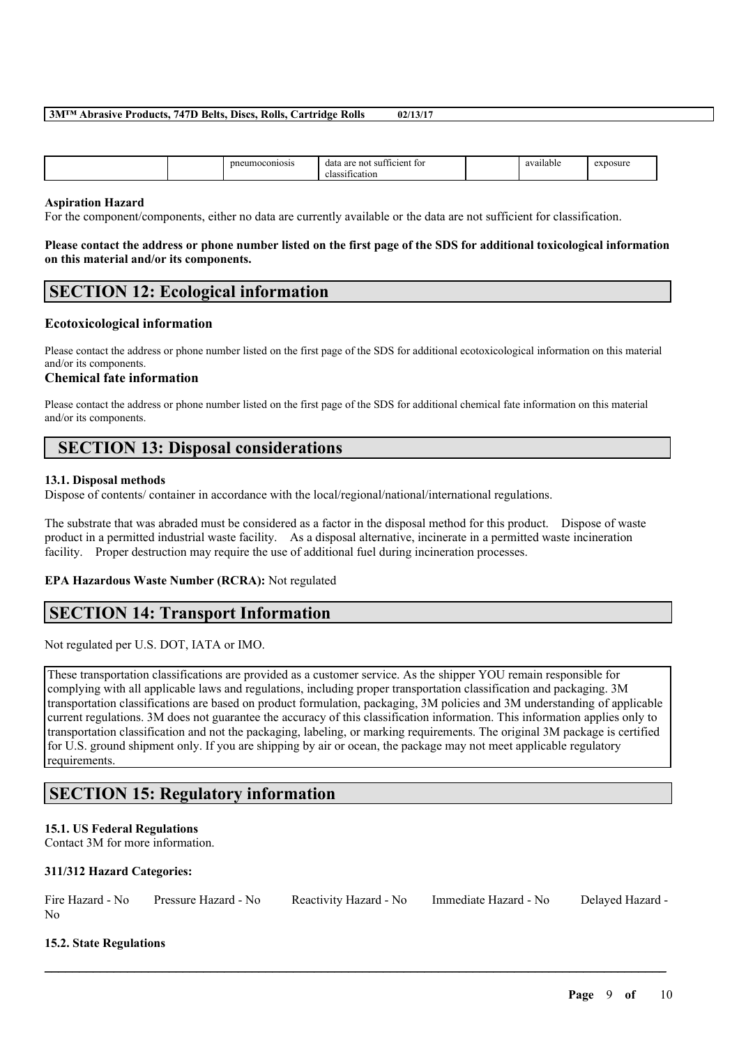|  |  | pneumoconiosis | data are not sufficient for classification |  | available | exposure |
|---|---|---|---|---|---|---|

**Aspiration Hazard**

For the component/components, either no data are currently available or the data are not sufficient for classification.

**Please contact the address or phone number listed on the first page of the SDS for additional toxicological information on this material and/or its components.**

## SECTION 12: Ecological information

### Ecotoxicological information

Please contact the address or phone number listed on the first page of the SDS for additional ecotoxicological information on this material and/or its components.

### Chemical fate information

Please contact the address or phone number listed on the first page of the SDS for additional chemical fate information on this material and/or its components.

## SECTION 13: Disposal considerations

**13.1. Disposal methods**

Dispose of contents/ container in accordance with the local/regional/national/international regulations.

The substrate that was abraded must be considered as a factor in the disposal method for this product. Dispose of waste product in a permitted industrial waste facility. As a disposal alternative, incinerate in a permitted waste incineration facility. Proper destruction may require the use of additional fuel during incineration processes.

**EPA Hazardous Waste Number (RCRA):** Not regulated

## SECTION 14: Transport Information

Not regulated per U.S. DOT, IATA or IMO.

These transportation classifications are provided as a customer service. As the shipper YOU remain responsible for complying with all applicable laws and regulations, including proper transportation classification and packaging. 3M transportation classifications are based on product formulation, packaging, 3M policies and 3M understanding of applicable current regulations. 3M does not guarantee the accuracy of this classification information. This information applies only to transportation classification and not the packaging, labeling, or marking requirements. The original 3M package is certified for U.S. ground shipment only. If you are shipping by air or ocean, the package may not meet applicable regulatory requirements.

## SECTION 15: Regulatory information

**15.1. US Federal Regulations**

Contact 3M for more information.

**311/312 Hazard Categories:**

Fire Hazard - No  Pressure Hazard - No  Reactivity Hazard - No  Immediate Hazard - No  Delayed Hazard - No

**15.2. State Regulations**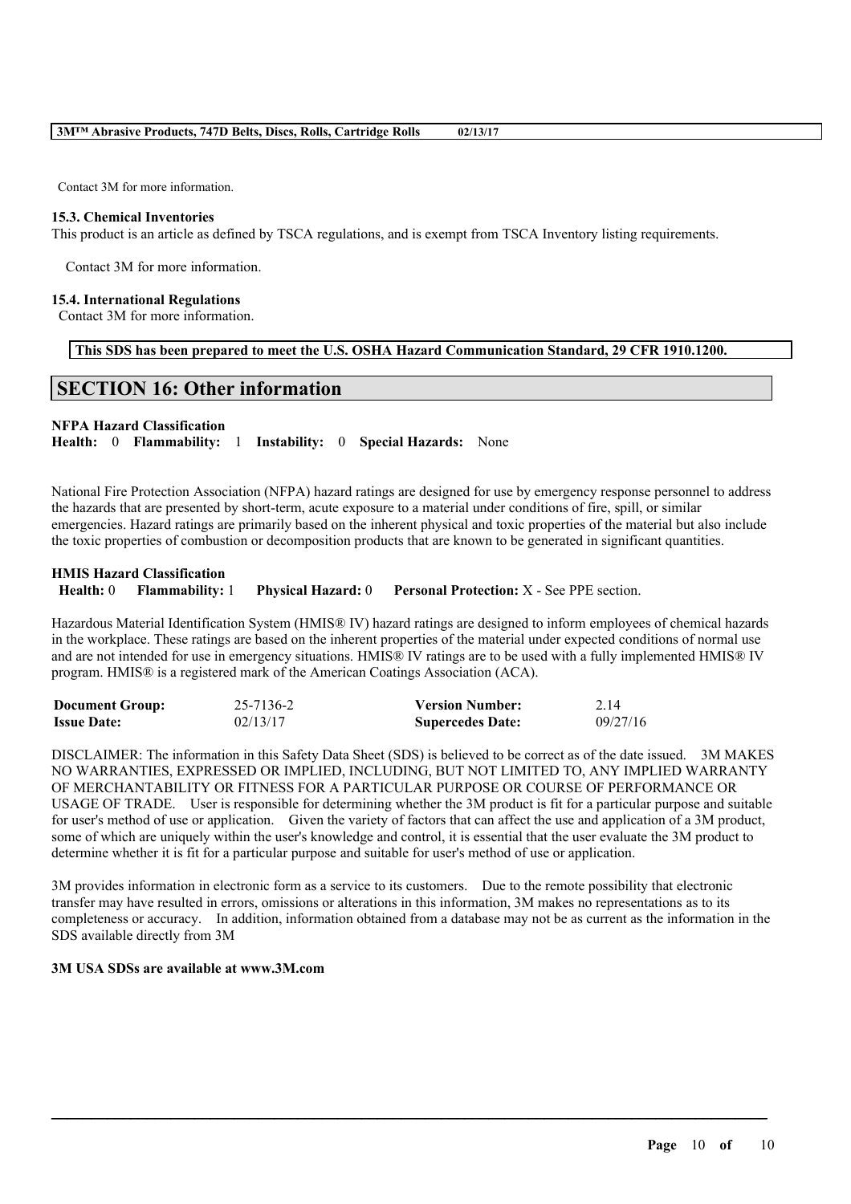Contact 3M for more information.

**15.3. Chemical Inventories**

This product is an article as defined by TSCA regulations, and is exempt from TSCA Inventory listing requirements.

Contact 3M for more information.

**15.4. International Regulations**

Contact 3M for more information.

**This SDS has been prepared to meet the U.S. OSHA Hazard Communication Standard, 29 CFR 1910.1200.**

## SECTION 16: Other information

**NFPA Hazard Classification**

**Health:** 0 **Flammability:** 1 **Instability:** 0 **Special Hazards:** None

National Fire Protection Association (NFPA) hazard ratings are designed for use by emergency response personnel to address the hazards that are presented by short-term, acute exposure to a material under conditions of fire, spill, or similar emergencies. Hazard ratings are primarily based on the inherent physical and toxic properties of the material but also include the toxic properties of combustion or decomposition products that are known to be generated in significant quantities.

**HMIS Hazard Classification**

**Health:** 0 **Flammability:** 1 **Physical Hazard:** 0 **Personal Protection:** X - See PPE section.

Hazardous Material Identification System (HMIS® IV) hazard ratings are designed to inform employees of chemical hazards in the workplace. These ratings are based on the inherent properties of the material under expected conditions of normal use and are not intended for use in emergency situations. HMIS® IV ratings are to be used with a fully implemented HMIS® IV program. HMIS® is a registered mark of the American Coatings Association (ACA).

| | | | |
|---|---|---|---|
| **Document Group:** | 25-7136-2 | **Version Number:** | 2.14 |
| **Issue Date:** | 02/13/17 | **Supercedes Date:** | 09/27/16 |

DISCLAIMER: The information in this Safety Data Sheet (SDS) is believed to be correct as of the date issued. 3M MAKES NO WARRANTIES, EXPRESSED OR IMPLIED, INCLUDING, BUT NOT LIMITED TO, ANY IMPLIED WARRANTY OF MERCHANTABILITY OR FITNESS FOR A PARTICULAR PURPOSE OR COURSE OF PERFORMANCE OR USAGE OF TRADE. User is responsible for determining whether the 3M product is fit for a particular purpose and suitable for user's method of use or application. Given the variety of factors that can affect the use and application of a 3M product, some of which are uniquely within the user's knowledge and control, it is essential that the user evaluate the 3M product to determine whether it is fit for a particular purpose and suitable for user's method of use or application.

3M provides information in electronic form as a service to its customers. Due to the remote possibility that electronic transfer may have resulted in errors, omissions or alterations in this information, 3M makes no representations as to its completeness or accuracy. In addition, information obtained from a database may not be as current as the information in the SDS available directly from 3M

**3M USA SDSs are available at www.3M.com**